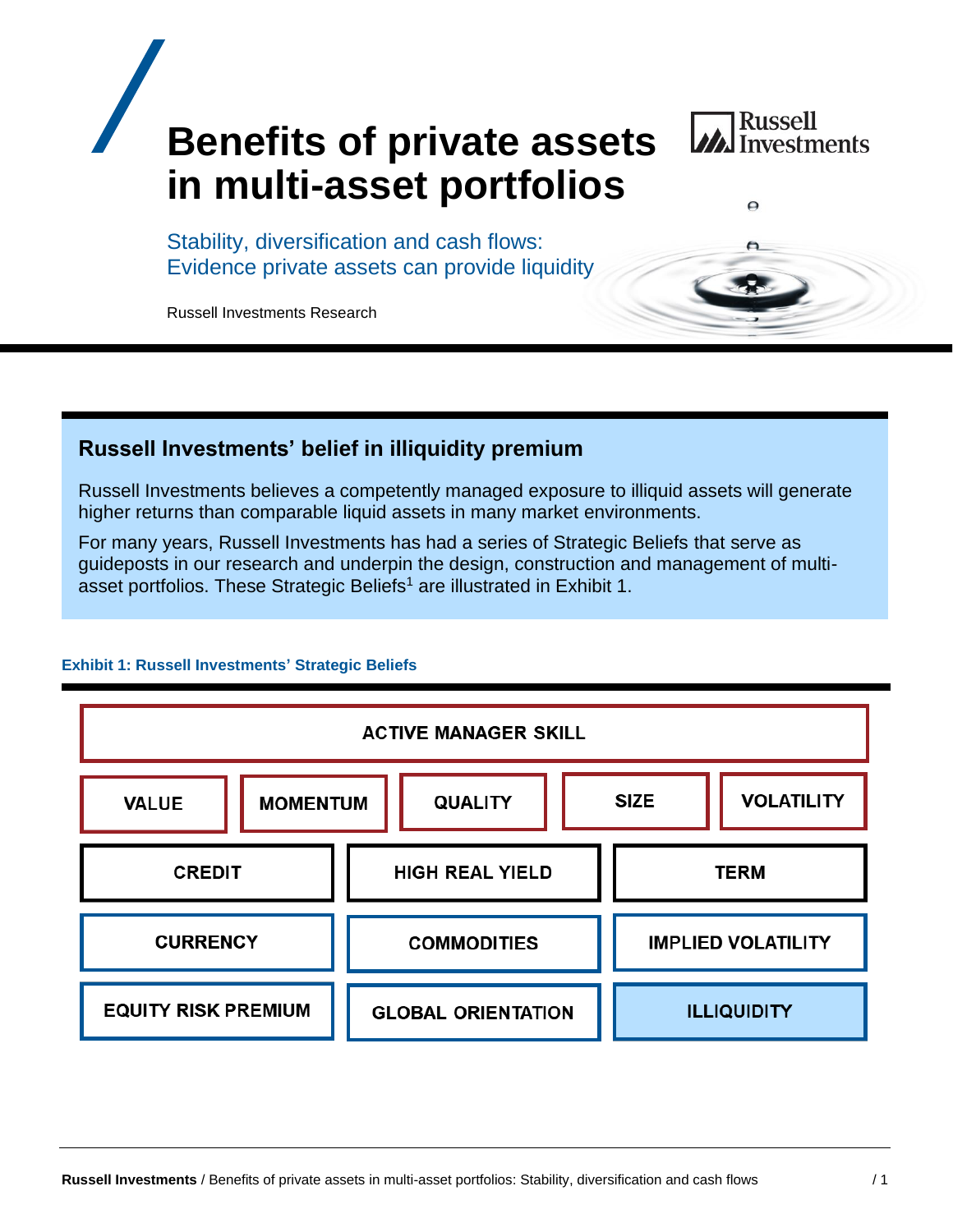# Benefits of private assets in multi-asset portfolios

Stability, diversification and cash flows:
Evidence private assets can provide liquidity

Russell Investments Research

## Russell Investments' belief in illiquidity premium

Russell Investments believes a competently managed exposure to illiquid assets will generate higher returns than comparable liquid assets in many market environments.

For many years, Russell Investments has had a series of Strategic Beliefs that serve as guideposts in our research and underpin the design, construction and management of multi-asset portfolios. These Strategic Beliefs[1] are illustrated in Exhibit 1.

**Exhibit 1: Russell Investments' Strategic Beliefs**

ACTIVE MANAGER SKILL

VALUE
MOMENTUM
QUALITY
SIZE
VOLATILITY

CREDIT
HIGH REAL YIELD
TERM

CURRENCY
COMMODITIES
IMPLIED VOLATILITY

EQUITY RISK PREMIUM
GLOBAL ORIENTATION
ILLIQUIDITY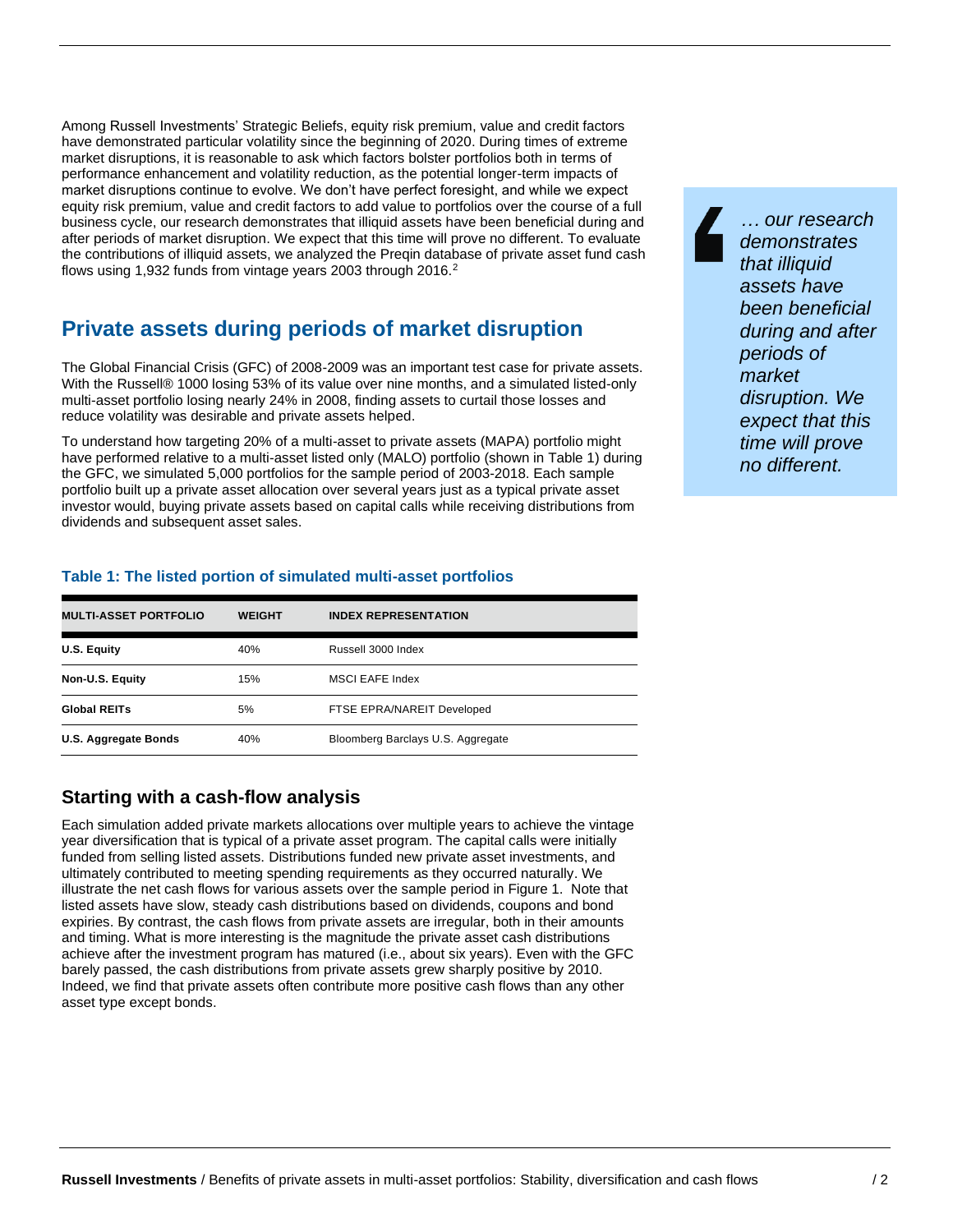Among Russell Investments' Strategic Beliefs, equity risk premium, value and credit factors have demonstrated particular volatility since the beginning of 2020. During times of extreme market disruptions, it is reasonable to ask which factors bolster portfolios both in terms of performance enhancement and volatility reduction, as the potential longer-term impacts of market disruptions continue to evolve. We don't have perfect foresight, and while we expect equity risk premium, value and credit factors to add value to portfolios over the course of a full business cycle, our research demonstrates that illiquid assets have been beneficial during and after periods of market disruption. We expect that this time will prove no different. To evaluate the contributions of illiquid assets, we analyzed the Preqin database of private asset fund cash flows using 1,932 funds from vintage years 2003 through 2016.[2]

> *… our research demonstrates that illiquid assets have been beneficial during and after periods of market disruption. We expect that this time will prove no different.*

## Private assets during periods of market disruption

The Global Financial Crisis (GFC) of 2008-2009 was an important test case for private assets. With the Russell® 1000 losing 53% of its value over nine months, and a simulated listed-only multi-asset portfolio losing nearly 24% in 2008, finding assets to curtail those losses and reduce volatility was desirable and private assets helped.

To understand how targeting 20% of a multi-asset to private assets (MAPA) portfolio might have performed relative to a multi-asset listed only (MALO) portfolio (shown in Table 1) during the GFC, we simulated 5,000 portfolios for the sample period of 2003-2018. Each sample portfolio built up a private asset allocation over several years just as a typical private asset investor would, buying private assets based on capital calls while receiving distributions from dividends and subsequent asset sales.

### Table 1: The listed portion of simulated multi-asset portfolios

| MULTI-ASSET PORTFOLIO | WEIGHT | INDEX REPRESENTATION |
| --- | --- | --- |
| **U.S. Equity** | 40% | Russell 3000 Index |
| **Non-U.S. Equity** | 15% | MSCI EAFE Index |
| **Global REITs** | 5% | FTSE EPRA/NAREIT Developed |
| **U.S. Aggregate Bonds** | 40% | Bloomberg Barclays U.S. Aggregate |

### Starting with a cash-flow analysis

Each simulation added private markets allocations over multiple years to achieve the vintage year diversification that is typical of a private asset program. The capital calls were initially funded from selling listed assets. Distributions funded new private asset investments, and ultimately contributed to meeting spending requirements as they occurred naturally. We illustrate the net cash flows for various assets over the sample period in Figure 1. Note that listed assets have slow, steady cash distributions based on dividends, coupons and bond expiries. By contrast, the cash flows from private assets are irregular, both in their amounts and timing. What is more interesting is the magnitude the private asset cash distributions achieve after the investment program has matured (i.e., about six years). Even with the GFC barely passed, the cash distributions from private assets grew sharply positive by 2010. Indeed, we find that private assets often contribute more positive cash flows than any other asset type except bonds.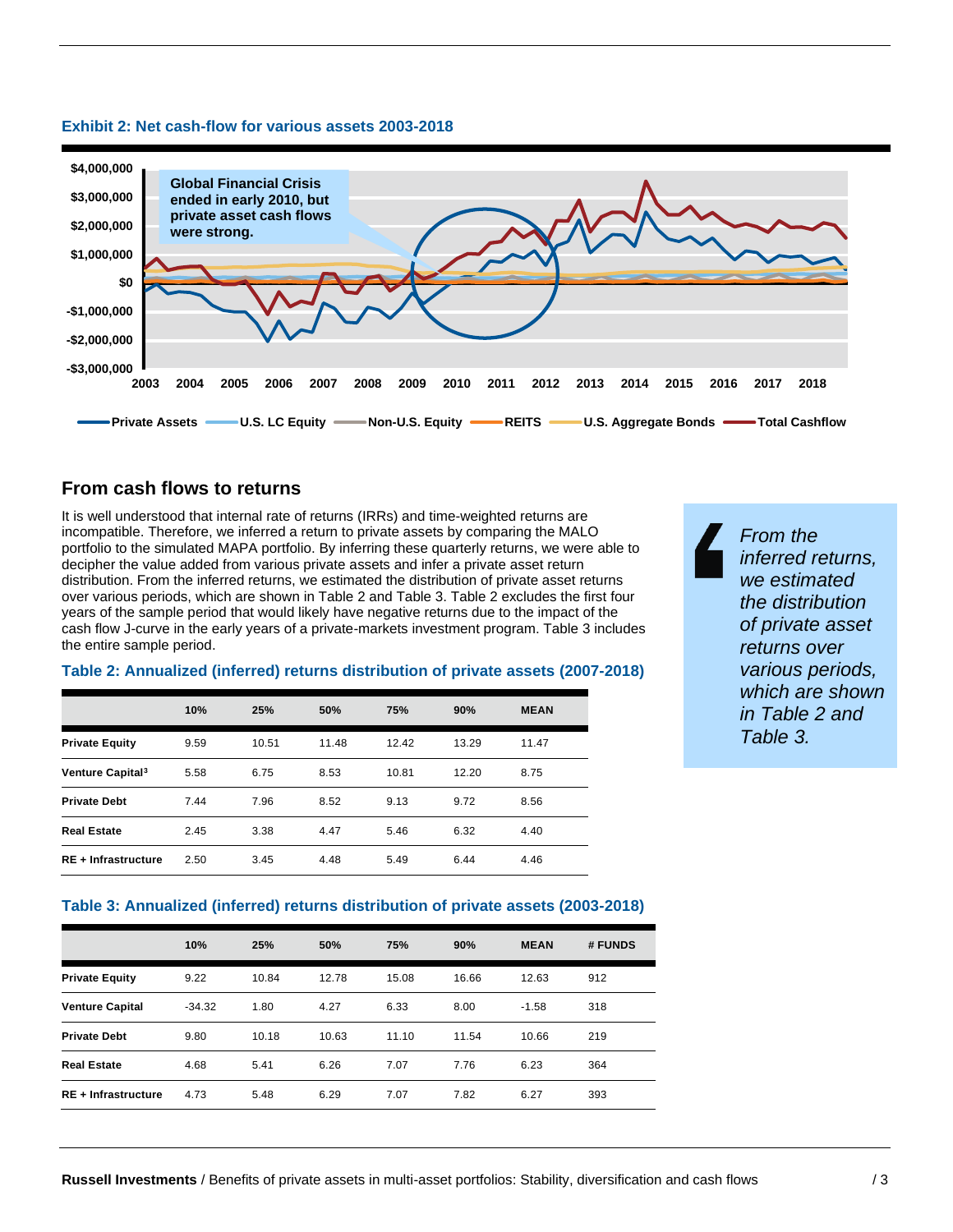**Exhibit 2: Net cash-flow for various assets 2003-2018**

$4,000,000
$3,000,000
$2,000,000
$1,000,000
$0
-$1,000,000
-$2,000,000
-$3,000,000

2003 2004 2005 2006 2007 2008 2009 2010 2011 2012 2013 2014 2015 2016 2017 2018

Global Financial Crisis ended in early 2010, but private asset cash flows were strong.

Private Assets, U.S. LC Equity, Non-U.S. Equity, REITS, U.S. Aggregate Bonds, Total Cashflow

## From cash flows to returns

It is well understood that internal rate of returns (IRRs) and time-weighted returns are incompatible. Therefore, we inferred a return to private assets by comparing the MALO portfolio to the simulated MAPA portfolio. By inferring these quarterly returns, we were able to decipher the value added from various private assets and infer a private asset return distribution. From the inferred returns, we estimated the distribution of private asset returns over various periods, which are shown in Table 2 and Table 3. Table 2 excludes the first four years of the sample period that would likely have negative returns due to the impact of the cash flow J-curve in the early years of a private-markets investment program. Table 3 includes the entire sample period.

> *From the inferred returns, we estimated the distribution of private asset returns over various periods, which are shown in Table 2 and Table 3.*

**Table 2: Annualized (inferred) returns distribution of private assets (2007-2018)**

| | 10% | 25% | 50% | 75% | 90% | MEAN |
|---|---|---|---|---|---|---|
| **Private Equity** | 9.59 | 10.51 | 11.48 | 12.42 | 13.29 | 11.47 |
| **Venture Capital[3]** | 5.58 | 6.75 | 8.53 | 10.81 | 12.20 | 8.75 |
| **Private Debt** | 7.44 | 7.96 | 8.52 | 9.13 | 9.72 | 8.56 |
| **Real Estate** | 2.45 | 3.38 | 4.47 | 5.46 | 6.32 | 4.40 |
| **RE + Infrastructure** | 2.50 | 3.45 | 4.48 | 5.49 | 6.44 | 4.46 |

**Table 3: Annualized (inferred) returns distribution of private assets (2003-2018)**

| | 10% | 25% | 50% | 75% | 90% | MEAN | # FUNDS |
|---|---|---|---|---|---|---|---|
| **Private Equity** | 9.22 | 10.84 | 12.78 | 15.08 | 16.66 | 12.63 | 912 |
| **Venture Capital** | -34.32 | 1.80 | 4.27 | 6.33 | 8.00 | -1.58 | 318 |
| **Private Debt** | 9.80 | 10.18 | 10.63 | 11.10 | 11.54 | 10.66 | 219 |
| **Real Estate** | 4.68 | 5.41 | 6.26 | 7.07 | 7.76 | 6.23 | 364 |
| **RE + Infrastructure** | 4.73 | 5.48 | 6.29 | 7.07 | 7.82 | 6.27 | 393 |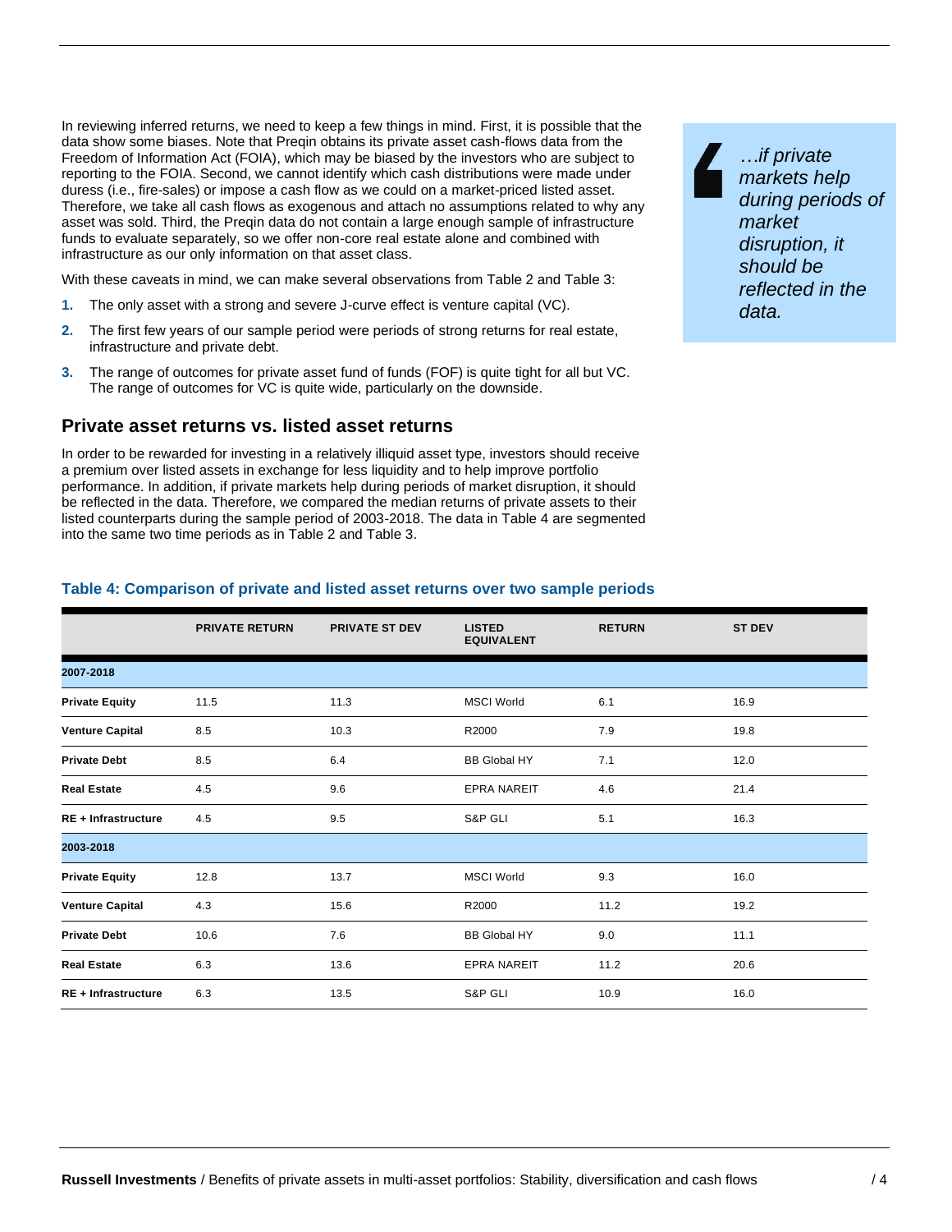In reviewing inferred returns, we need to keep a few things in mind. First, it is possible that the data show some biases. Note that Preqin obtains its private asset cash-flows data from the Freedom of Information Act (FOIA), which may be biased by the investors who are subject to reporting to the FOIA. Second, we cannot identify which cash distributions were made under duress (i.e., fire-sales) or impose a cash flow as we could on a market-priced listed asset. Therefore, we take all cash flows as exogenous and attach no assumptions related to why any asset was sold. Third, the Preqin data do not contain a large enough sample of infrastructure funds to evaluate separately, so we offer non-core real estate alone and combined with infrastructure as our only information on that asset class.

With these caveats in mind, we can make several observations from Table 2 and Table 3:

1. The only asset with a strong and severe J-curve effect is venture capital (VC).
2. The first few years of our sample period were periods of strong returns for real estate, infrastructure and private debt.
3. The range of outcomes for private asset fund of funds (FOF) is quite tight for all but VC. The range of outcomes for VC is quite wide, particularly on the downside.

> *…if private markets help during periods of market disruption, it should be reflected in the data.*

## Private asset returns vs. listed asset returns

In order to be rewarded for investing in a relatively illiquid asset type, investors should receive a premium over listed assets in exchange for less liquidity and to help improve portfolio performance. In addition, if private markets help during periods of market disruption, it should be reflected in the data. Therefore, we compared the median returns of private assets to their listed counterparts during the sample period of 2003-2018. The data in Table 4 are segmented into the same two time periods as in Table 2 and Table 3.

### Table 4: Comparison of private and listed asset returns over two sample periods

| | PRIVATE RETURN | PRIVATE ST DEV | LISTED EQUIVALENT | RETURN | ST DEV |
|---|---|---|---|---|---|
| **2007-2018** | | | | | |
| **Private Equity** | 11.5 | 11.3 | MSCI World | 6.1 | 16.9 |
| **Venture Capital** | 8.5 | 10.3 | R2000 | 7.9 | 19.8 |
| **Private Debt** | 8.5 | 6.4 | BB Global HY | 7.1 | 12.0 |
| **Real Estate** | 4.5 | 9.6 | EPRA NAREIT | 4.6 | 21.4 |
| **RE + Infrastructure** | 4.5 | 9.5 | S&P GLI | 5.1 | 16.3 |
| **2003-2018** | | | | | |
| **Private Equity** | 12.8 | 13.7 | MSCI World | 9.3 | 16.0 |
| **Venture Capital** | 4.3 | 15.6 | R2000 | 11.2 | 19.2 |
| **Private Debt** | 10.6 | 7.6 | BB Global HY | 9.0 | 11.1 |
| **Real Estate** | 6.3 | 13.6 | EPRA NAREIT | 11.2 | 20.6 |
| **RE + Infrastructure** | 6.3 | 13.5 | S&P GLI | 10.9 | 16.0 |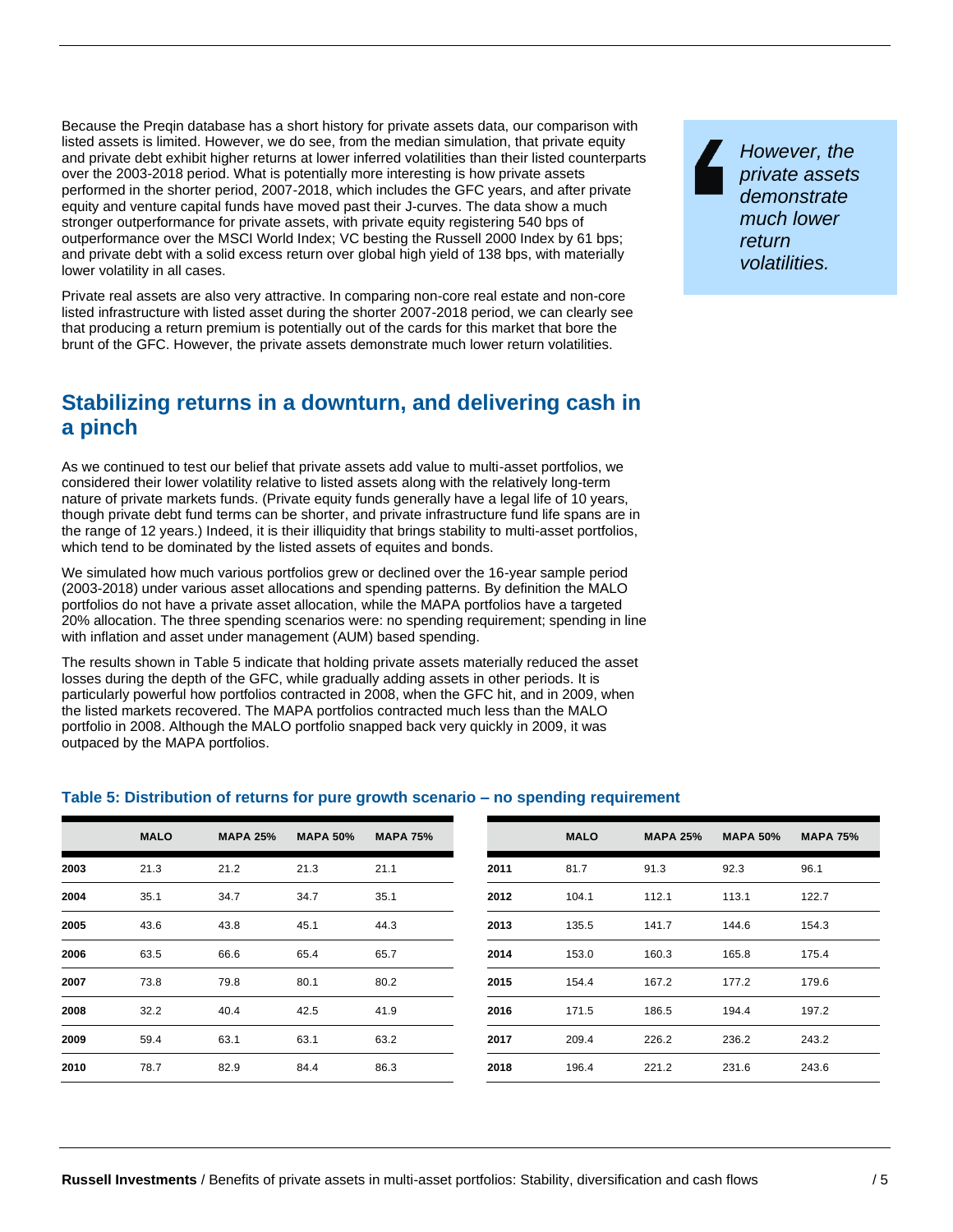Because the Preqin database has a short history for private assets data, our comparison with listed assets is limited. However, we do see, from the median simulation, that private equity and private debt exhibit higher returns at lower inferred volatilities than their listed counterparts over the 2003-2018 period. What is potentially more interesting is how private assets performed in the shorter period, 2007-2018, which includes the GFC years, and after private equity and venture capital funds have moved past their J-curves. The data show a much stronger outperformance for private assets, with private equity registering 540 bps of outperformance over the MSCI World Index; VC besting the Russell 2000 Index by 61 bps; and private debt with a solid excess return over global high yield of 138 bps, with materially lower volatility in all cases.

Private real assets are also very attractive. In comparing non-core real estate and non-core listed infrastructure with listed asset during the shorter 2007-2018 period, we can clearly see that producing a return premium is potentially out of the cards for this market that bore the brunt of the GFC. However, the private assets demonstrate much lower return volatilities.

> *However, the private assets demonstrate much lower return volatilities.*

## Stabilizing returns in a downturn, and delivering cash in a pinch

As we continued to test our belief that private assets add value to multi-asset portfolios, we considered their lower volatility relative to listed assets along with the relatively long-term nature of private markets funds. (Private equity funds generally have a legal life of 10 years, though private debt fund terms can be shorter, and private infrastructure fund life spans are in the range of 12 years.) Indeed, it is their illiquidity that brings stability to multi-asset portfolios, which tend to be dominated by the listed assets of equites and bonds.

We simulated how much various portfolios grew or declined over the 16-year sample period (2003-2018) under various asset allocations and spending patterns. By definition the MALO portfolios do not have a private asset allocation, while the MAPA portfolios have a targeted 20% allocation. The three spending scenarios were: no spending requirement; spending in line with inflation and asset under management (AUM) based spending.

The results shown in Table 5 indicate that holding private assets materially reduced the asset losses during the depth of the GFC, while gradually adding assets in other periods. It is particularly powerful how portfolios contracted in 2008, when the GFC hit, and in 2009, when the listed markets recovered. The MAPA portfolios contracted much less than the MALO portfolio in 2008. Although the MALO portfolio snapped back very quickly in 2009, it was outpaced by the MAPA portfolios.

### Table 5: Distribution of returns for pure growth scenario – no spending requirement

| | MALO | MAPA 25% | MAPA 50% | MAPA 75% |
|---|---|---|---|---|
| 2003 | 21.3 | 21.2 | 21.3 | 21.1 |
| 2004 | 35.1 | 34.7 | 34.7 | 35.1 |
| 2005 | 43.6 | 43.8 | 45.1 | 44.3 |
| 2006 | 63.5 | 66.6 | 65.4 | 65.7 |
| 2007 | 73.8 | 79.8 | 80.1 | 80.2 |
| 2008 | 32.2 | 40.4 | 42.5 | 41.9 |
| 2009 | 59.4 | 63.1 | 63.1 | 63.2 |
| 2010 | 78.7 | 82.9 | 84.4 | 86.3 |
| 2011 | 81.7 | 91.3 | 92.3 | 96.1 |
| 2012 | 104.1 | 112.1 | 113.1 | 122.7 |
| 2013 | 135.5 | 141.7 | 144.6 | 154.3 |
| 2014 | 153.0 | 160.3 | 165.8 | 175.4 |
| 2015 | 154.4 | 167.2 | 177.2 | 179.6 |
| 2016 | 171.5 | 186.5 | 194.4 | 197.2 |
| 2017 | 209.4 | 226.2 | 236.2 | 243.2 |
| 2018 | 196.4 | 221.2 | 231.6 | 243.6 |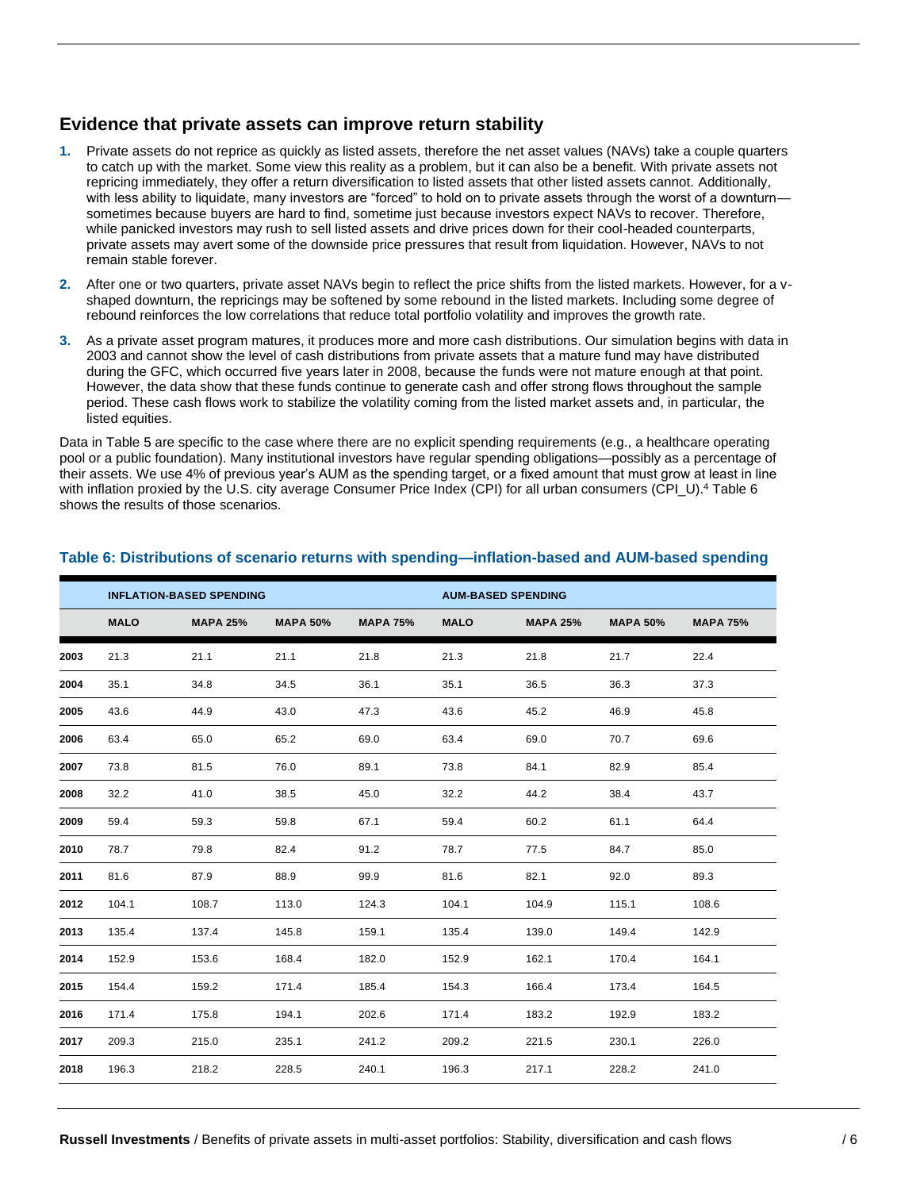## Evidence that private assets can improve return stability

1. Private assets do not reprice as quickly as listed assets, therefore the net asset values (NAVs) take a couple quarters to catch up with the market. Some view this reality as a problem, but it can also be a benefit. With private assets not repricing immediately, they offer a return diversification to listed assets that other listed assets cannot. Additionally, with less ability to liquidate, many investors are "forced" to hold on to private assets through the worst of a downturn—sometimes because buyers are hard to find, sometime just because investors expect NAVs to recover. Therefore, while panicked investors may rush to sell listed assets and drive prices down for their cool-headed counterparts, private assets may avert some of the downside price pressures that result from liquidation. However, NAVs to not remain stable forever.
2. After one or two quarters, private asset NAVs begin to reflect the price shifts from the listed markets. However, for a v-shaped downturn, the repricings may be softened by some rebound in the listed markets. Including some degree of rebound reinforces the low correlations that reduce total portfolio volatility and improves the growth rate.
3. As a private asset program matures, it produces more and more cash distributions. Our simulation begins with data in 2003 and cannot show the level of cash distributions from private assets that a mature fund may have distributed during the GFC, which occurred five years later in 2008, because the funds were not mature enough at that point. However, the data show that these funds continue to generate cash and offer strong flows throughout the sample period. These cash flows work to stabilize the volatility coming from the listed market assets and, in particular, the listed equities.

Data in Table 5 are specific to the case where there are no explicit spending requirements (e.g., a healthcare operating pool or a public foundation). Many institutional investors have regular spending obligations—possibly as a percentage of their assets. We use 4% of previous year's AUM as the spending target, or a fixed amount that must grow at least in line with inflation proxied by the U.S. city average Consumer Price Index (CPI) for all urban consumers (CPI_U).[4] Table 6 shows the results of those scenarios.

### Table 6: Distributions of scenario returns with spending—inflation-based and AUM-based spending

| | INFLATION-BASED SPENDING | | | | AUM-BASED SPENDING | | | |
|---|---|---|---|---|---|---|---|---|
| | MALO | MAPA 25% | MAPA 50% | MAPA 75% | MALO | MAPA 25% | MAPA 50% | MAPA 75% |
| 2003 | 21.3 | 21.1 | 21.1 | 21.8 | 21.3 | 21.8 | 21.7 | 22.4 |
| 2004 | 35.1 | 34.8 | 34.5 | 36.1 | 35.1 | 36.5 | 36.3 | 37.3 |
| 2005 | 43.6 | 44.9 | 43.0 | 47.3 | 43.6 | 45.2 | 46.9 | 45.8 |
| 2006 | 63.4 | 65.0 | 65.2 | 69.0 | 63.4 | 69.0 | 70.7 | 69.6 |
| 2007 | 73.8 | 81.5 | 76.0 | 89.1 | 73.8 | 84.1 | 82.9 | 85.4 |
| 2008 | 32.2 | 41.0 | 38.5 | 45.0 | 32.2 | 44.2 | 38.4 | 43.7 |
| 2009 | 59.4 | 59.3 | 59.8 | 67.1 | 59.4 | 60.2 | 61.1 | 64.4 |
| 2010 | 78.7 | 79.8 | 82.4 | 91.2 | 78.7 | 77.5 | 84.7 | 85.0 |
| 2011 | 81.6 | 87.9 | 88.9 | 99.9 | 81.6 | 82.1 | 92.0 | 89.3 |
| 2012 | 104.1 | 108.7 | 113.0 | 124.3 | 104.1 | 104.9 | 115.1 | 108.6 |
| 2013 | 135.4 | 137.4 | 145.8 | 159.1 | 135.4 | 139.0 | 149.4 | 142.9 |
| 2014 | 152.9 | 153.6 | 168.4 | 182.0 | 152.9 | 162.1 | 170.4 | 164.1 |
| 2015 | 154.4 | 159.2 | 171.4 | 185.4 | 154.3 | 166.4 | 173.4 | 164.5 |
| 2016 | 171.4 | 175.8 | 194.1 | 202.6 | 171.4 | 183.2 | 192.9 | 183.2 |
| 2017 | 209.3 | 215.0 | 235.1 | 241.2 | 209.2 | 221.5 | 230.1 | 226.0 |
| 2018 | 196.3 | 218.2 | 228.5 | 240.1 | 196.3 | 217.1 | 228.2 | 241.0 |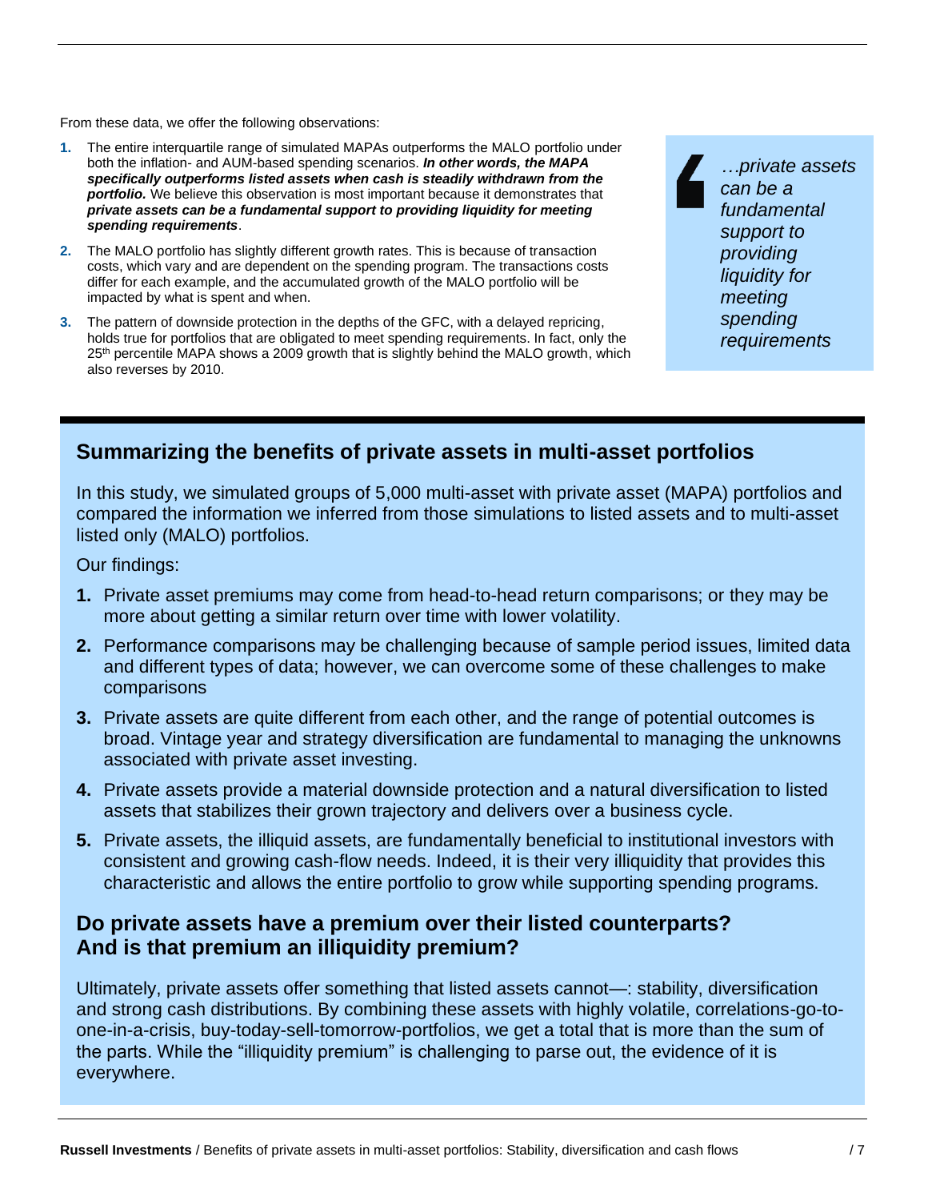From these data, we offer the following observations:

1. The entire interquartile range of simulated MAPAs outperforms the MALO portfolio under both the inflation- and AUM-based spending scenarios. ***In other words, the MAPA specifically outperforms listed assets when cash is steadily withdrawn from the portfolio.*** We believe this observation is most important because it demonstrates that ***private assets can be a fundamental support to providing liquidity for meeting spending requirements***.
2. The MALO portfolio has slightly different growth rates. This is because of transaction costs, which vary and are dependent on the spending program. The transactions costs differ for each example, and the accumulated growth of the MALO portfolio will be impacted by what is spent and when.
3. The pattern of downside protection in the depths of the GFC, with a delayed repricing, holds true for portfolios that are obligated to meet spending requirements. In fact, only the 25th percentile MAPA shows a 2009 growth that is slightly behind the MALO growth, which also reverses by 2010.

> *…private assets can be a fundamental support to providing liquidity for meeting spending requirements*

## Summarizing the benefits of private assets in multi-asset portfolios

In this study, we simulated groups of 5,000 multi-asset with private asset (MAPA) portfolios and compared the information we inferred from those simulations to listed assets and to multi-asset listed only (MALO) portfolios.

Our findings:

1. Private asset premiums may come from head-to-head return comparisons; or they may be more about getting a similar return over time with lower volatility.
2. Performance comparisons may be challenging because of sample period issues, limited data and different types of data; however, we can overcome some of these challenges to make comparisons
3. Private assets are quite different from each other, and the range of potential outcomes is broad. Vintage year and strategy diversification are fundamental to managing the unknowns associated with private asset investing.
4. Private assets provide a material downside protection and a natural diversification to listed assets that stabilizes their grown trajectory and delivers over a business cycle.
5. Private assets, the illiquid assets, are fundamentally beneficial to institutional investors with consistent and growing cash-flow needs. Indeed, it is their very illiquidity that provides this characteristic and allows the entire portfolio to grow while supporting spending programs.

## Do private assets have a premium over their listed counterparts? And is that premium an illiquidity premium?

Ultimately, private assets offer something that listed assets cannot—: stability, diversification and strong cash distributions. By combining these assets with highly volatile, correlations-go-to-one-in-a-crisis, buy-today-sell-tomorrow-portfolios, we get a total that is more than the sum of the parts. While the "illiquidity premium" is challenging to parse out, the evidence of it is everywhere.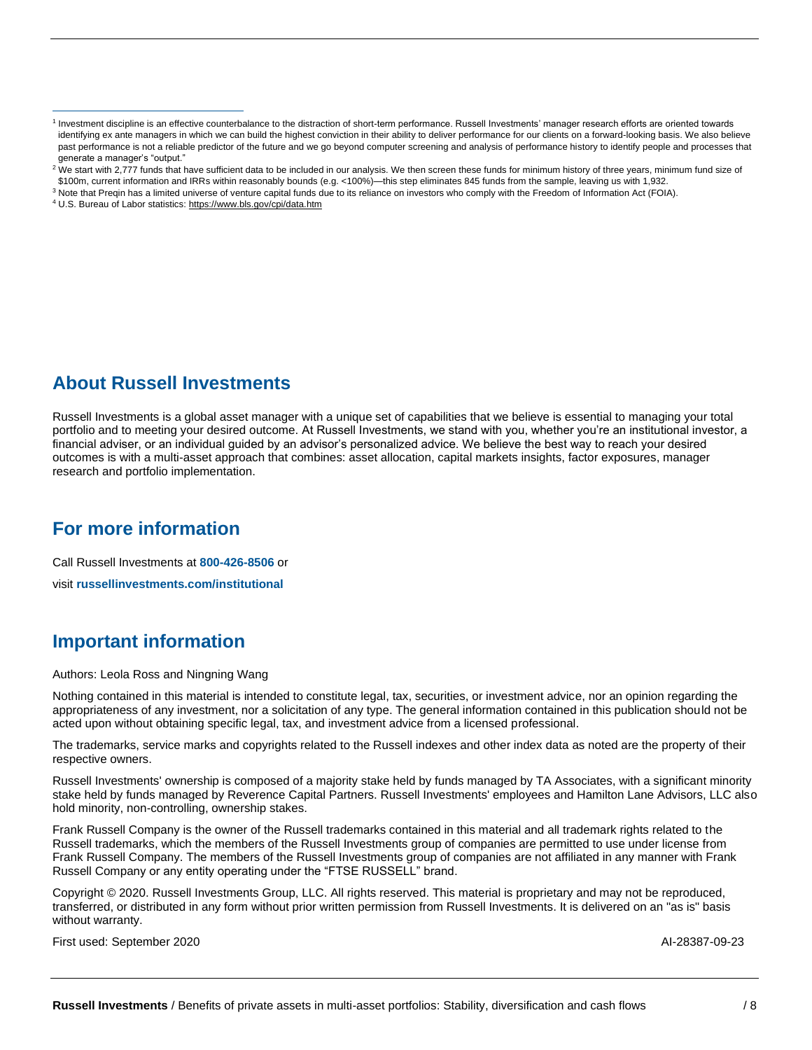[1] Investment discipline is an effective counterbalance to the distraction of short-term performance. Russell Investments' manager research efforts are oriented towards identifying ex ante managers in which we can build the highest conviction in their ability to deliver performance for our clients on a forward-looking basis. We also believe past performance is not a reliable predictor of the future and we go beyond computer screening and analysis of performance history to identify people and processes that generate a manager's "output."

[2] We start with 2,777 funds that have sufficient data to be included in our analysis. We then screen these funds for minimum history of three years, minimum fund size of $100m, current information and IRRs within reasonably bounds (e.g. <100%)—this step eliminates 845 funds from the sample, leaving us with 1,932.

[3] Note that Preqin has a limited universe of venture capital funds due to its reliance on investors who comply with the Freedom of Information Act (FOIA).

[4] U.S. Bureau of Labor statistics: https://www.bls.gov/cpi/data.htm

## About Russell Investments

Russell Investments is a global asset manager with a unique set of capabilities that we believe is essential to managing your total portfolio and to meeting your desired outcome. At Russell Investments, we stand with you, whether you're an institutional investor, a financial adviser, or an individual guided by an advisor's personalized advice. We believe the best way to reach your desired outcomes is with a multi-asset approach that combines: asset allocation, capital markets insights, factor exposures, manager research and portfolio implementation.

## For more information

Call Russell Investments at **800-426-8506** or

visit **russellinvestments.com/institutional**

## Important information

Authors: Leola Ross and Ningning Wang

Nothing contained in this material is intended to constitute legal, tax, securities, or investment advice, nor an opinion regarding the appropriateness of any investment, nor a solicitation of any type. The general information contained in this publication should not be acted upon without obtaining specific legal, tax, and investment advice from a licensed professional.

The trademarks, service marks and copyrights related to the Russell indexes and other index data as noted are the property of their respective owners.

Russell Investments' ownership is composed of a majority stake held by funds managed by TA Associates, with a significant minority stake held by funds managed by Reverence Capital Partners. Russell Investments' employees and Hamilton Lane Advisors, LLC also hold minority, non-controlling, ownership stakes.

Frank Russell Company is the owner of the Russell trademarks contained in this material and all trademark rights related to the Russell trademarks, which the members of the Russell Investments group of companies are permitted to use under license from Frank Russell Company. The members of the Russell Investments group of companies are not affiliated in any manner with Frank Russell Company or any entity operating under the "FTSE RUSSELL" brand.

Copyright © 2020. Russell Investments Group, LLC. All rights reserved. This material is proprietary and may not be reproduced, transferred, or distributed in any form without prior written permission from Russell Investments. It is delivered on an "as is" basis without warranty.

First used: September 2020

AI-28387-09-23